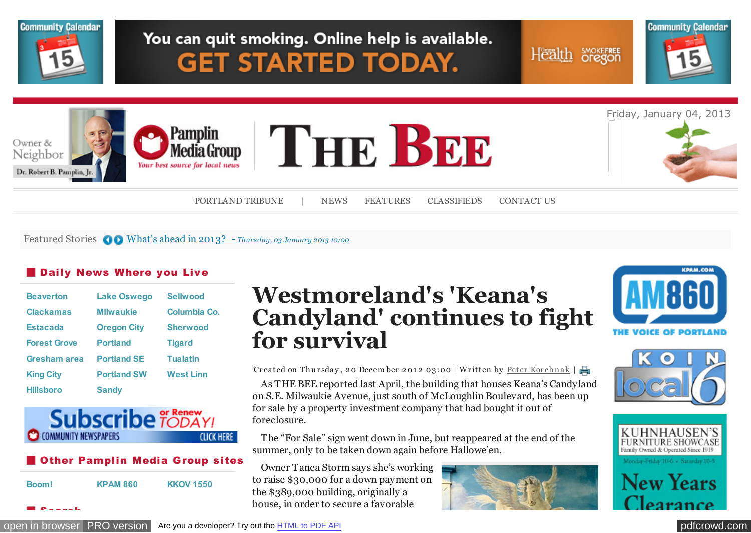Friday, January 04, 2013

PORTLAND TRIBUNE | NEWS FEATURES CLASSIFIEDS CONTACT US

Featured Stories What's ahead in 2013? - *Thursday, 03 January 2013 10:00*

## Daily News Where you Live

| | | |
|---|---|---|
| Beaverton | Lake Oswego | Sellwood |
| Clackamas | Milwaukie | Columbia Co. |
| Estacada | Oregon City | Sherwood |
| Forest Grove | Portland | Tigard |
| Gresham area | Portland SE | Tualatin |
| King City | Portland SW | West Linn |
| Hillsboro | Sandy | |

## Other Pamplin Media Group sites

Boom! KPAM 860 KKOV 1550

# Westmoreland's 'Keana's Candyland' continues to fight for survival

Created on Thursday, 20 December 2012 03:00 | Written by Peter Korchnak |

As THE BEE reported last April, the building that houses Keana's Candyland on S.E. Milwaukie Avenue, just south of McLoughlin Boulevard, has been up for sale by a property investment company that had bought it out of foreclosure.

The "For Sale" sign went down in June, but reappeared at the end of the summer, only to be taken down again before Hallowe'en.

Owner Tanea Storm says she's working to raise $30,000 for a down payment on the $389,000 building, originally a house, in order to secure a favorable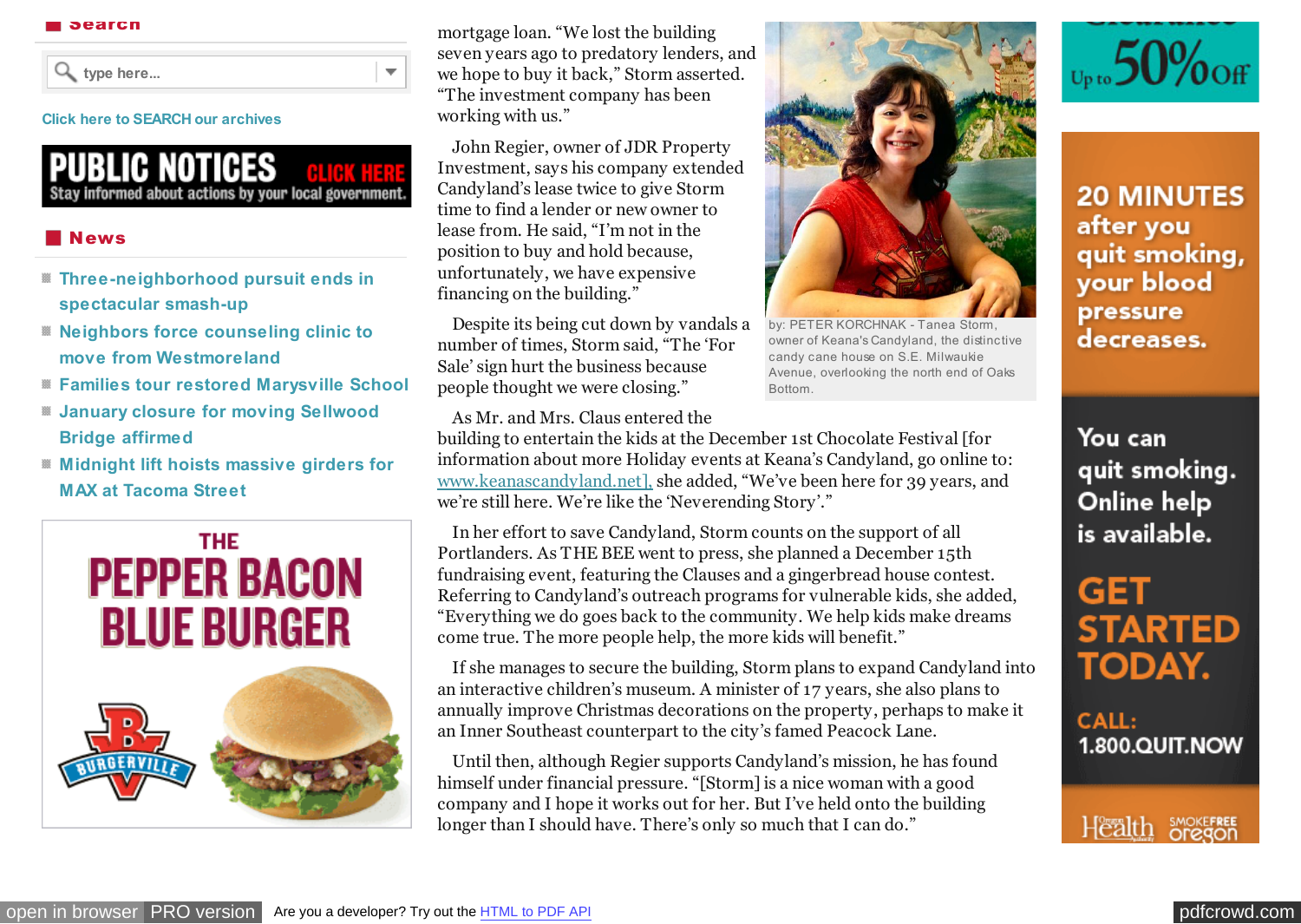## Search

type here...

Click here to SEARCH our archives

**PUBLIC NOTICES** CLICK HERE
Stay informed about actions by your local government.

## News

- Three-neighborhood pursuit ends in spectacular smash-up
- Neighbors force counseling clinic to move from Westmoreland
- Families tour restored Marysville School
- January closure for moving Sellwood Bridge affirmed
- Midnight lift hoists massive girders for MAX at Tacoma Street

mortgage loan. "We lost the building seven years ago to predatory lenders, and we hope to buy it back," Storm asserted. "The investment company has been working with us."

John Regier, owner of JDR Property Investment, says his company extended Candyland's lease twice to give Storm time to find a lender or new owner to lease from. He said, "I'm not in the position to buy and hold because, unfortunately, we have expensive financing on the building."

Despite its being cut down by vandals a number of times, Storm said, "The 'For Sale' sign hurt the business because people thought we were closing."

by: PETER KORCHNAK - Tanea Storm, owner of Keana's Candyland, the distinctive candy cane house on S.E. Milwaukie Avenue, overlooking the north end of Oaks Bottom.

As Mr. and Mrs. Claus entered the building to entertain the kids at the December 1st Chocolate Festival [for information about more Holiday events at Keana's Candyland, go online to: www.keanascandyland.net], she added, "We've been here for 39 years, and we're still here. We're like the 'Neverending Story'."

In her effort to save Candyland, Storm counts on the support of all Portlanders. As THE BEE went to press, she planned a December 15th fundraising event, featuring the Clauses and a gingerbread house contest. Referring to Candyland's outreach programs for vulnerable kids, she added, "Everything we do goes back to the community. We help kids make dreams come true. The more people help, the more kids will benefit."

If she manages to secure the building, Storm plans to expand Candyland into an interactive children's museum. A minister of 17 years, she also plans to annually improve Christmas decorations on the property, perhaps to make it an Inner Southeast counterpart to the city's famed Peacock Lane.

Until then, although Regier supports Candyland's mission, he has found himself under financial pressure. "[Storm] is a nice woman with a good company and I hope it works out for her. But I've held onto the building longer than I should have. There's only so much that I can do."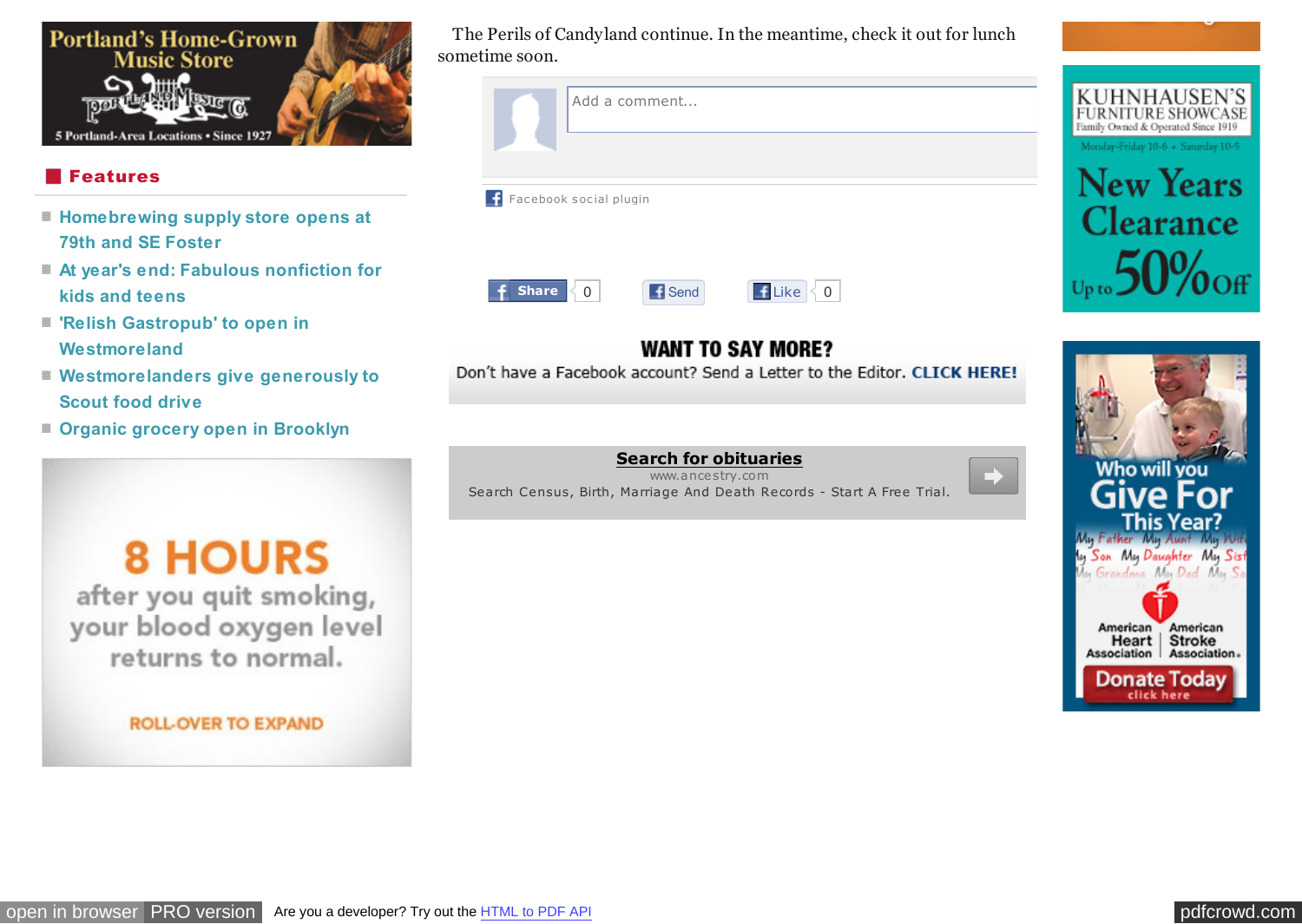The Perils of Candyland continue. In the meantime, check it out for lunch sometime soon.

Add a comment...

Facebook social plugin

Share 0 Send Like 0

**WANT TO SAY MORE?**

Don't have a Facebook account? Send a Letter to the Editor. **CLICK HERE!**

**Search for obituaries**

www.ancestry.com

Search Census, Birth, Marriage And Death Records - Start A Free Trial.

## Features

- Homebrewing supply store opens at 79th and SE Foster
- At year's end: Fabulous nonfiction for kids and teens
- 'Relish Gastropub' to open in Westmoreland
- Westmorelanders give generously to Scout food drive
- Organic grocery open in Brooklyn